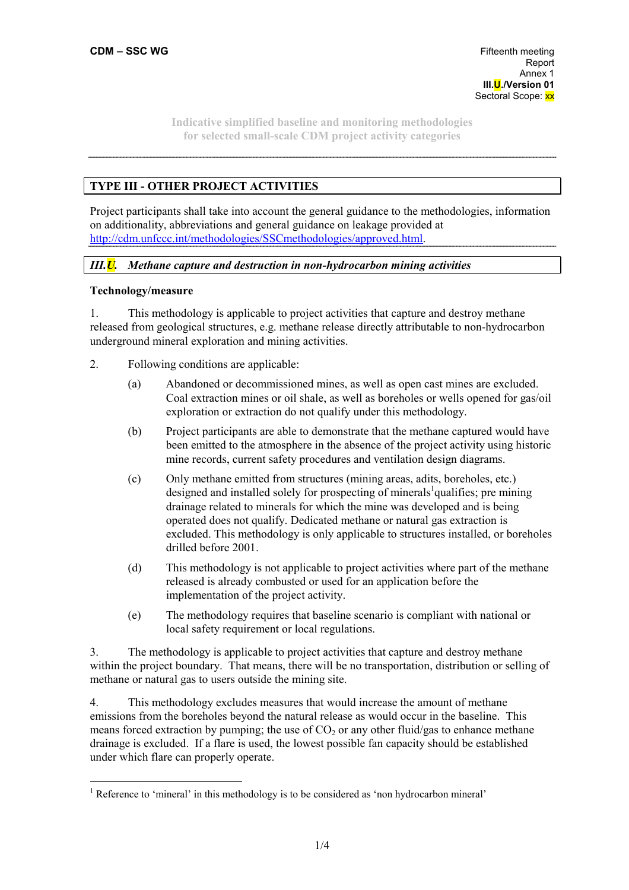**CDM – SSC WG**

Fifteenth meeting
Report
Annex 1
**III.U./Version 01**
Sectoral Scope: xx

Indicative simplified baseline and monitoring methodologies for selected small-scale CDM project activity categories

## TYPE III - OTHER PROJECT ACTIVITIES

Project participants shall take into account the general guidance to the methodologies, information on additionality, abbreviations and general guidance on leakage provided at http://cdm.unfccc.int/methodologies/SSCmethodologies/approved.html.

## *III.U. Methane capture and destruction in non-hydrocarbon mining activities*

### Technology/measure

1. This methodology is applicable to project activities that capture and destroy methane released from geological structures, e.g. methane release directly attributable to non-hydrocarbon underground mineral exploration and mining activities.

2. Following conditions are applicable:

   (a) Abandoned or decommissioned mines, as well as open cast mines are excluded. Coal extraction mines or oil shale, as well as boreholes or wells opened for gas/oil exploration or extraction do not qualify under this methodology.

   (b) Project participants are able to demonstrate that the methane captured would have been emitted to the atmosphere in the absence of the project activity using historic mine records, current safety procedures and ventilation design diagrams.

   (c) Only methane emitted from structures (mining areas, adits, boreholes, etc.) designed and installed solely for prospecting of minerals[1] qualifies; pre mining drainage related to minerals for which the mine was developed and is being operated does not qualify. Dedicated methane or natural gas extraction is excluded. This methodology is only applicable to structures installed, or boreholes drilled before 2001.

   (d) This methodology is not applicable to project activities where part of the methane released is already combusted or used for an application before the implementation of the project activity.

   (e) The methodology requires that baseline scenario is compliant with national or local safety requirement or local regulations.

3. The methodology is applicable to project activities that capture and destroy methane within the project boundary. That means, there will be no transportation, distribution or selling of methane or natural gas to users outside the mining site.

4. This methodology excludes measures that would increase the amount of methane emissions from the boreholes beyond the natural release as would occur in the baseline. This means forced extraction by pumping; the use of $CO_2$ or any other fluid/gas to enhance methane drainage is excluded. If a flare is used, the lowest possible fan capacity should be established under which flare can properly operate.

---

[1] Reference to 'mineral' in this methodology is to be considered as 'non hydrocarbon mineral'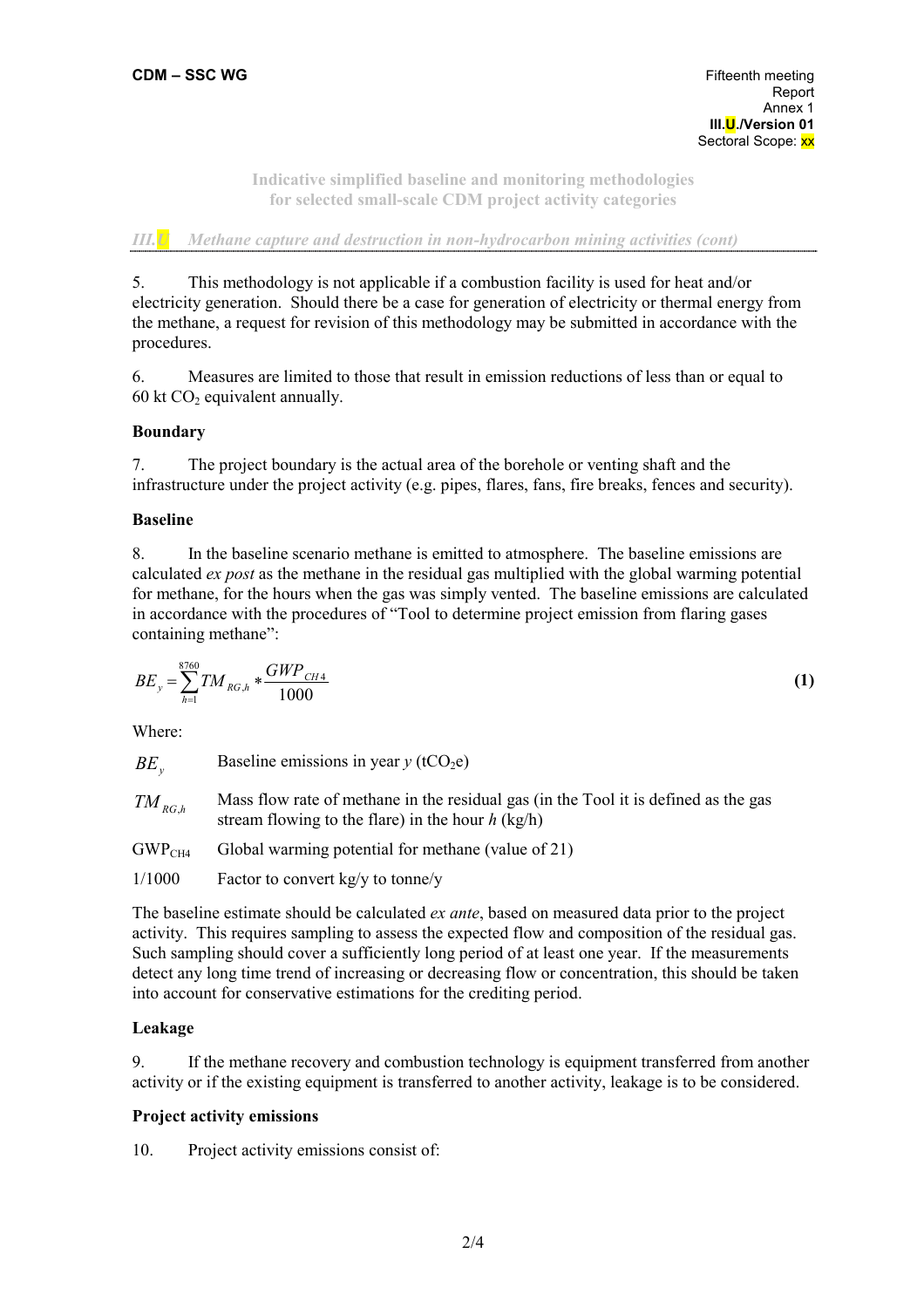5. This methodology is not applicable if a combustion facility is used for heat and/or electricity generation. Should there be a case for generation of electricity or thermal energy from the methane, a request for revision of this methodology may be submitted in accordance with the procedures.

6. Measures are limited to those that result in emission reductions of less than or equal to 60 kt $CO_2$ equivalent annually.

**Boundary**

7. The project boundary is the actual area of the borehole or venting shaft and the infrastructure under the project activity (e.g. pipes, flares, fans, fire breaks, fences and security).

**Baseline**

8. In the baseline scenario methane is emitted to atmosphere. The baseline emissions are calculated *ex post* as the methane in the residual gas multiplied with the global warming potential for methane, for the hours when the gas was simply vented. The baseline emissions are calculated in accordance with the procedures of "Tool to determine project emission from flaring gases containing methane":

$$BE_y = \sum_{h=1}^{8760} TM_{RG,h} * \frac{GWP_{CH4}}{1000} \quad \textbf{(1)}$$

Where:

| | |
|---|---|
| $BE_y$ | Baseline emissions in year $y$ ($tCO_2e$) |
| $TM_{RG,h}$ | Mass flow rate of methane in the residual gas (in the Tool it is defined as the gas stream flowing to the flare) in the hour $h$ (kg/h) |
| $GWP_{CH4}$ | Global warming potential for methane (value of 21) |
| 1/1000 | Factor to convert kg/y to tonne/y |

The baseline estimate should be calculated *ex ante*, based on measured data prior to the project activity. This requires sampling to assess the expected flow and composition of the residual gas. Such sampling should cover a sufficiently long period of at least one year. If the measurements detect any long time trend of increasing or decreasing flow or concentration, this should be taken into account for conservative estimations for the crediting period.

**Leakage**

9. If the methane recovery and combustion technology is equipment transferred from another activity or if the existing equipment is transferred to another activity, leakage is to be considered.

**Project activity emissions**

10. Project activity emissions consist of: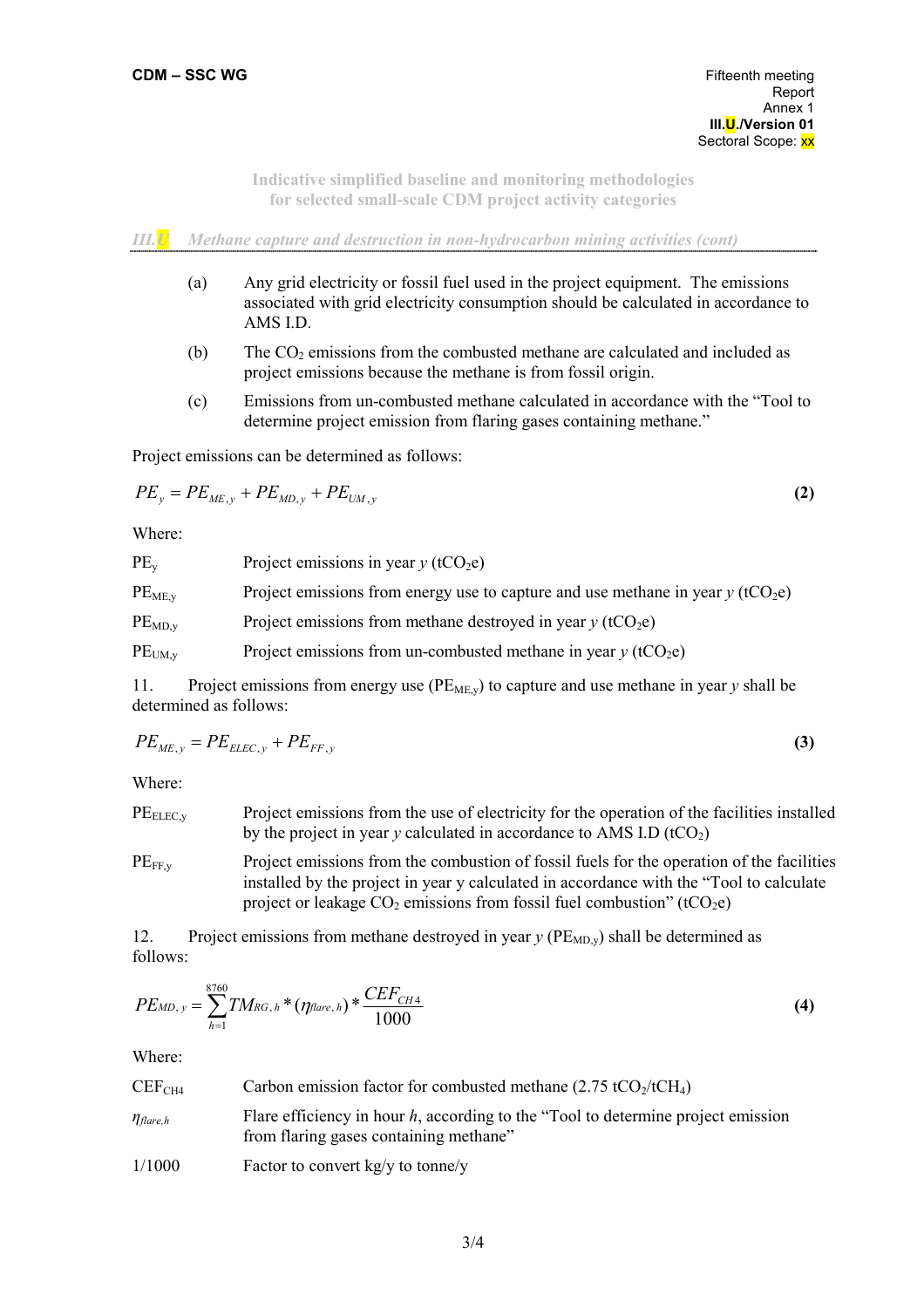*III.U Methane capture and destruction in non-hydrocarbon mining activities (cont)*

(a) Any grid electricity or fossil fuel used in the project equipment. The emissions associated with grid electricity consumption should be calculated in accordance to AMS I.D.

(b) The $CO_2$ emissions from the combusted methane are calculated and included as project emissions because the methane is from fossil origin.

(c) Emissions from un-combusted methane calculated in accordance with the "Tool to determine project emission from flaring gases containing methane."

Project emissions can be determined as follows:

$$PE_y = PE_{ME,y} + PE_{MD,y} + PE_{UM,y} \quad \textbf{(2)}$$

Where:

| | |
|---|---|
| $PE_y$ | Project emissions in year *y* ($tCO_2e$) |
| $PE_{ME,y}$ | Project emissions from energy use to capture and use methane in year *y* ($tCO_2e$) |
| $PE_{MD,y}$ | Project emissions from methane destroyed in year *y* ($tCO_2e$) |
| $PE_{UM,y}$ | Project emissions from un-combusted methane in year *y* ($tCO_2e$) |

11. Project emissions from energy use ($PE_{ME,y}$) to capture and use methane in year *y* shall be determined as follows:

$$PE_{ME,y} = PE_{ELEC,y} + PE_{FF,y} \quad \textbf{(3)}$$

Where:

| | |
|---|---|
| $PE_{ELEC,y}$ | Project emissions from the use of electricity for the operation of the facilities installed by the project in year *y* calculated in accordance to AMS I.D ($tCO_2$) |
| $PE_{FF,y}$ | Project emissions from the combustion of fossil fuels for the operation of the facilities installed by the project in year y calculated in accordance with the "Tool to calculate project or leakage $CO_2$ emissions from fossil fuel combustion" ($tCO_2e$) |

12. Project emissions from methane destroyed in year *y* ($PE_{MD,y}$) shall be determined as follows:

$$PE_{MD,y} = \sum_{h=1}^{8760} TM_{RG,h} * (\eta_{flare,h}) * \frac{CEF_{CH4}}{1000} \quad \textbf{(4)}$$

Where:

| | |
|---|---|
| $CEF_{CH4}$ | Carbon emission factor for combusted methane (2.75 $tCO_2/tCH_4$) |
| $\eta_{flare,h}$ | Flare efficiency in hour *h*, according to the "Tool to determine project emission from flaring gases containing methane" |
| 1/1000 | Factor to convert kg/y to tonne/y |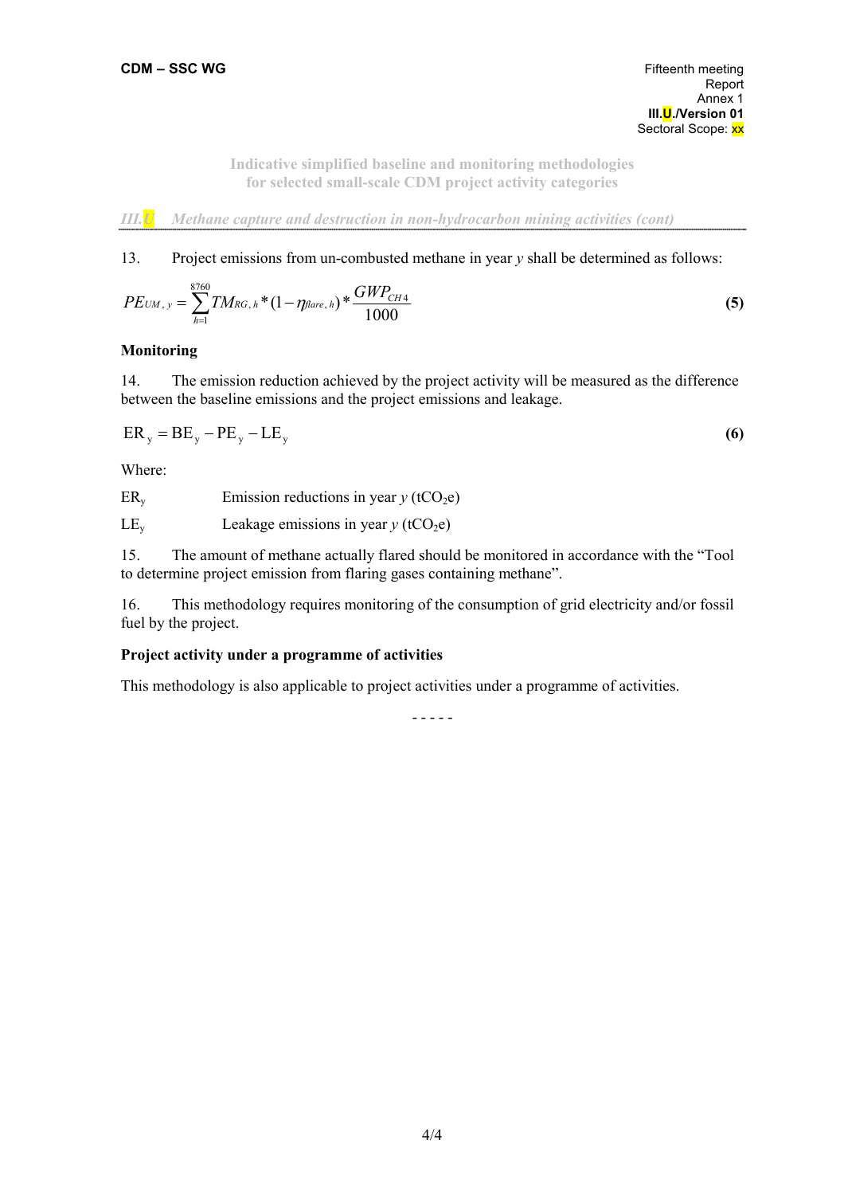13. Project emissions from un-combusted methane in year *y* shall be determined as follows:

$$PE_{UM,y} = \sum_{h=1}^{8760} TM_{RG,h} * (1 - \eta_{flare,h}) * \frac{GWP_{CH4}}{1000} \quad \textbf{(5)}$$

**Monitoring**

14. The emission reduction achieved by the project activity will be measured as the difference between the baseline emissions and the project emissions and leakage.

$$ER_y = BE_y - PE_y - LE_y \quad \textbf{(6)}$$

Where:

| | |
|---|---|
| $ER_y$ | Emission reductions in year *y* ($tCO_2e$) |
| $LE_y$ | Leakage emissions in year *y* ($tCO_2e$) |

15. The amount of methane actually flared should be monitored in accordance with the "Tool to determine project emission from flaring gases containing methane".

16. This methodology requires monitoring of the consumption of grid electricity and/or fossil fuel by the project.

**Project activity under a programme of activities**

This methodology is also applicable to project activities under a programme of activities.

- - - - -